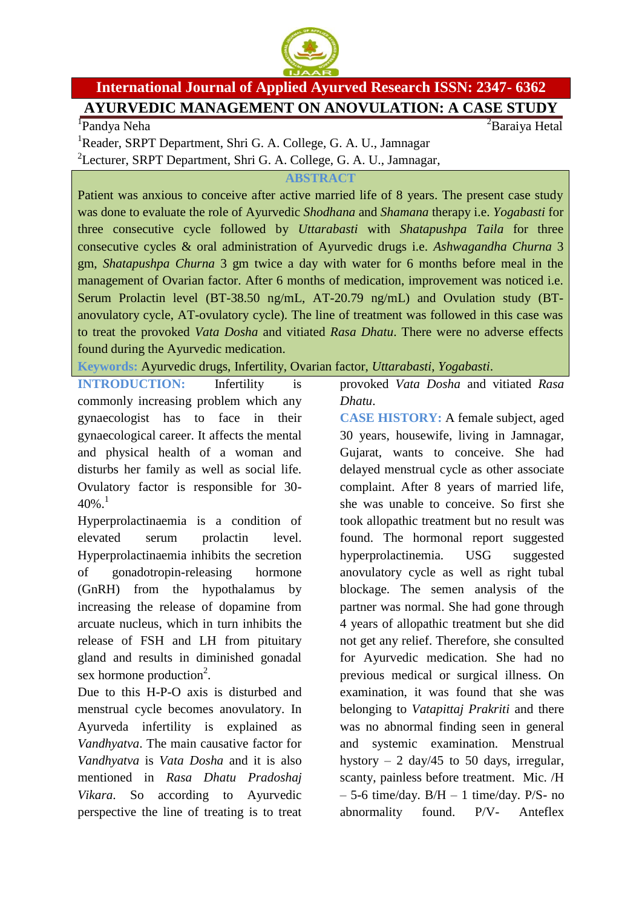International Journal of Applied Ayurved Research ISSN: 2347- 6362

# AYURVEDIC MANAGEMENT ON ANOVULATION: A CASE STUDY

[1]Pandya Neha [2]Baraiya Hetal

[1]Reader, SRPT Department, Shri G. A. College, G. A. U., Jamnagar

[2]Lecturer, SRPT Department, Shri G. A. College, G. A. U., Jamnagar,

## ABSTRACT

Patient was anxious to conceive after active married life of 8 years. The present case study was done to evaluate the role of Ayurvedic *Shodhana* and *Shamana* therapy i.e. *Yogabasti* for three consecutive cycle followed by *Uttarabasti* with *Shatapushpa Taila* for three consecutive cycles & oral administration of Ayurvedic drugs i.e. *Ashwagandha Churna* 3 gm, *Shatapushpa Churna* 3 gm twice a day with water for 6 months before meal in the management of Ovarian factor. After 6 months of medication, improvement was noticed i.e. Serum Prolactin level (BT-38.50 ng/mL, AT-20.79 ng/mL) and Ovulation study (BT-anovulatory cycle, AT-ovulatory cycle). The line of treatment was followed in this case was to treat the provoked *Vata Dosha* and vitiated *Rasa Dhatu*. There were no adverse effects found during the Ayurvedic medication.

**Keywords:** Ayurvedic drugs, Infertility, Ovarian factor, *Uttarabasti*, *Yogabasti*.

**INTRODUCTION:** Infertility is commonly increasing problem which any gynaecologist has to face in their gynaecological career. It affects the mental and physical health of a woman and disturbs her family as well as social life. Ovulatory factor is responsible for 30-40%.[1]

Hyperprolactinaemia is a condition of elevated serum prolactin level. Hyperprolactinaemia inhibits the secretion of gonadotropin-releasing hormone (GnRH) from the hypothalamus by increasing the release of dopamine from arcuate nucleus, which in turn inhibits the release of FSH and LH from pituitary gland and results in diminished gonadal sex hormone production[2].

Due to this H-P-O axis is disturbed and menstrual cycle becomes anovulatory. In Ayurveda infertility is explained as *Vandhyatva*. The main causative factor for *Vandhyatva* is *Vata Dosha* and it is also mentioned in *Rasa Dhatu Pradoshaj Vikara*. So according to Ayurvedic perspective the line of treating is to treat provoked *Vata Dosha* and vitiated *Rasa Dhatu*.

**CASE HISTORY:** A female subject, aged 30 years, housewife, living in Jamnagar, Gujarat, wants to conceive. She had delayed menstrual cycle as other associate complaint. After 8 years of married life, she was unable to conceive. So first she took allopathic treatment but no result was found. The hormonal report suggested hyperprolactinemia. USG suggested anovulatory cycle as well as right tubal blockage. The semen analysis of the partner was normal. She had gone through 4 years of allopathic treatment but she did not get any relief. Therefore, she consulted for Ayurvedic medication. She had no previous medical or surgical illness. On examination, it was found that she was belonging to *Vatapittaj Prakriti* and there was no abnormal finding seen in general and systemic examination. Menstrual hystory – 2 day/45 to 50 days, irregular, scanty, painless before treatment. Mic. /H – 5-6 time/day. B/H – 1 time/day. P/S- no abnormality found. P/V- Anteflex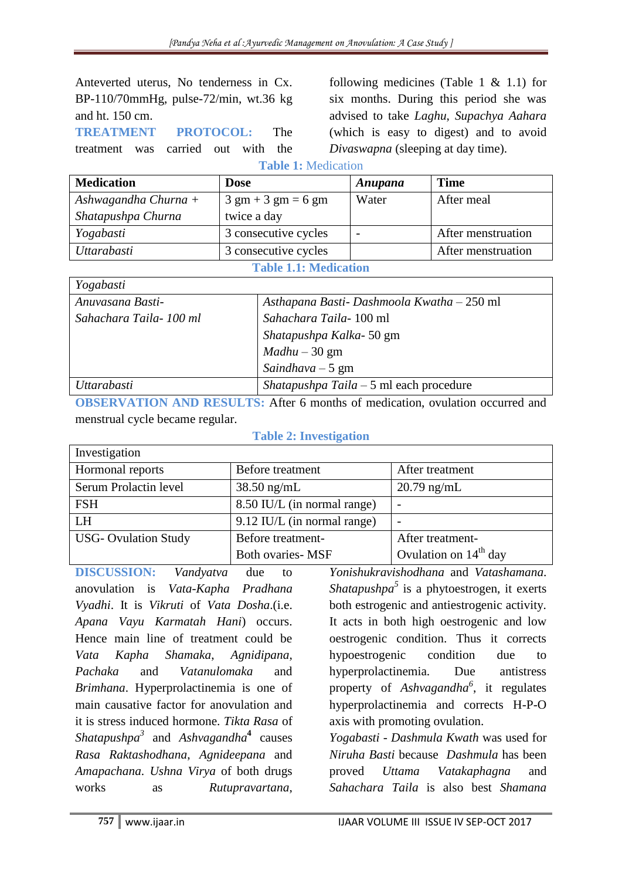Anteverted uterus, No tenderness in Cx. BP-110/70mmHg, pulse-72/min, wt.36 kg and ht. 150 cm.

**TREATMENT PROTOCOL:** The treatment was carried out with the following medicines (Table 1 & 1.1) for six months. During this period she was advised to take *Laghu*, *Supachya Aahara* (which is easy to digest) and to avoid *Divaswapna* (sleeping at day time).

**Table 1:** Medication

| **Medication** | **Dose** | ***Anupana*** | **Time** |
|---|---|---|---|
| *Ashwagandha Churna + Shatapushpa Churna* | 3 gm + 3 gm = 6 gm twice a day | Water | After meal |
| *Yogabasti* | 3 consecutive cycles | - | After menstruation |
| *Uttarabasti* | 3 consecutive cycles | | After menstruation |

**Table 1.1: Medication**

| *Yogabasti* | |
|---|---|
| *Anuvasana Basti- Sahachara Taila- 100 ml* | *Asthapana Basti- Dashmoola Kwatha* – 250 ml<br>*Sahachara Taila*- 100 ml<br>*Shatapushpa Kalka*- 50 gm<br>*Madhu* – 30 gm<br>*Saindhava* – 5 gm |
| *Uttarabasti* | *Shatapushpa Taila* – 5 ml each procedure |

**OBSERVATION AND RESULTS:** After 6 months of medication, ovulation occurred and menstrual cycle became regular.

**Table 2: Investigation**

| Investigation | | |
|---|---|---|
| Hormonal reports | Before treatment | After treatment |
| Serum Prolactin level | 38.50 ng/mL | 20.79 ng/mL |
| FSH | 8.50 IU/L (in normal range) | - |
| LH | 9.12 IU/L (in normal range) | - |
| USG- Ovulation Study | Before treatment- Both ovaries- MSF | After treatment- Ovulation on 14th day |

**DISCUSSION:** *Vandyatva* due to anovulation is *Vata-Kapha Pradhana Vyadhi*. It is *Vikruti* of *Vata Dosha*.(i.e. *Apana Vayu Karmatah Hani*) occurs. Hence main line of treatment could be *Vata Kapha Shamaka*, *Agnidipana*, *Pachaka* and *Vatanulomaka* and *Brimhana*. Hyperprolactinemia is one of main causative factor for anovulation and it is stress induced hormone. *Tikta Rasa* of *Shatapushpa*[3] and *Ashvagandha*[4] causes *Rasa Raktashodhana*, *Agnideepana* and *Amapachana*. *Ushna Virya* of both drugs works as *Rutupravartana*, *Yonishukravishodhana* and *Vatashamana*. *Shatapushpa*[5] is a phytoestrogen, it exerts both estrogenic and antiestrogenic activity. It acts in both high oestrogenic and low oestrogenic condition. Thus it corrects hypoestrogenic condition due to hyperprolactinemia. Due antistress property of *Ashvagandha*[6], it regulates hyperprolactinemia and corrects H-P-O axis with promoting ovulation.

*Yogabasti* - *Dashmula Kwath* was used for *Niruha Basti* because *Dashmula* has been proved *Uttama Vatakaphagna* and *Sahachara Taila* is also best *Shamana*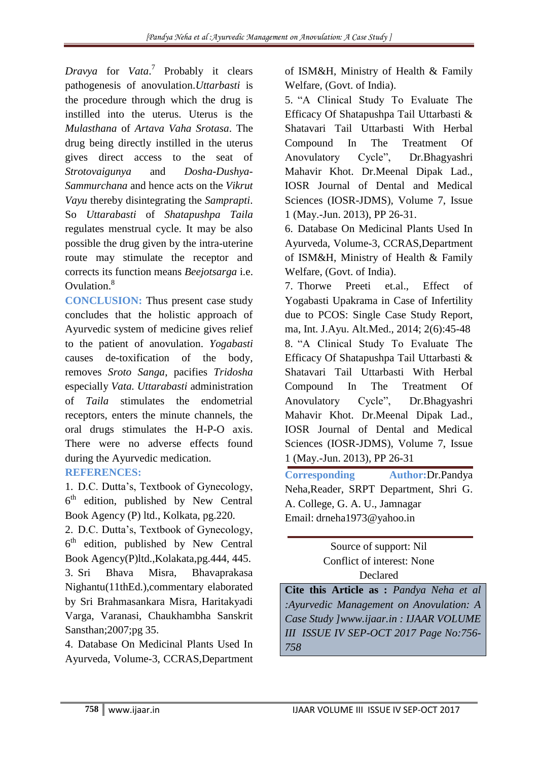*Dravya* for *Vata*.[7] Probably it clears pathogenesis of anovulation.*Uttarbasti* is the procedure through which the drug is instilled into the uterus. Uterus is the *Mulasthana* of *Artava Vaha Srotasa*. The drug being directly instilled in the uterus gives direct access to the seat of *Strotovaigunya* and *Dosha-Dushya-Sammurchana* and hence acts on the *Vikrut Vayu* thereby disintegrating the *Samprapti*. So *Uttarabasti* of *Shatapushpa Taila* regulates menstrual cycle. It may be also possible the drug given by the intra-uterine route may stimulate the receptor and corrects its function means *Beejotsarga* i.e. Ovulation.[8]

**CONCLUSION:** Thus present case study concludes that the holistic approach of Ayurvedic system of medicine gives relief to the patient of anovulation. *Yogabasti* causes de-toxification of the body, removes *Sroto Sanga*, pacifies *Tridosha* especially *Vata*. *Uttarabasti* administration of *Taila* stimulates the endometrial receptors, enters the minute channels, the oral drugs stimulates the H-P-O axis. There were no adverse effects found during the Ayurvedic medication.

## REFERENCES:

1. D.C. Dutta's, Textbook of Gynecology, 6th edition, published by New Central Book Agency (P) ltd., Kolkata, pg.220.
2. D.C. Dutta's, Textbook of Gynecology, 6th edition, published by New Central Book Agency(P)ltd.,Kolakata,pg.444, 445.
3. Sri Bhava Misra, Bhavaprakasa Nighantu(11thEd.),commentary elaborated by Sri Brahmasankara Misra, Haritakyadi Varga, Varanasi, Chaukhambha Sanskrit Sansthan;2007;pg 35.
4. Database On Medicinal Plants Used In Ayurveda, Volume-3, CCRAS,Department of ISM&H, Ministry of Health & Family Welfare, (Govt. of India).
5. "A Clinical Study To Evaluate The Efficacy Of Shatapushpa Tail Uttarbasti & Shatavari Tail Uttarbasti With Herbal Compound In The Treatment Of Anovulatory Cycle", Dr.Bhagyashri Mahavir Khot. Dr.Meenal Dipak Lad., IOSR Journal of Dental and Medical Sciences (IOSR-JDMS), Volume 7, Issue 1 (May.-Jun. 2013), PP 26-31.
6. Database On Medicinal Plants Used In Ayurveda, Volume-3, CCRAS,Department of ISM&H, Ministry of Health & Family Welfare, (Govt. of India).
7. Thorwe Preeti et.al., Effect of Yogabasti Upakrama in Case of Infertility due to PCOS: Single Case Study Report, ma, Int. J.Ayu. Alt.Med., 2014; 2(6):45-48
8. "A Clinical Study To Evaluate The Efficacy Of Shatapushpa Tail Uttarbasti & Shatavari Tail Uttarbasti With Herbal Compound In The Treatment Of Anovulatory Cycle", Dr.Bhagyashri Mahavir Khot. Dr.Meenal Dipak Lad., IOSR Journal of Dental and Medical Sciences (IOSR-JDMS), Volume 7, Issue 1 (May.-Jun. 2013), PP 26-31

**Corresponding Author:** Dr.Pandya Neha,Reader, SRPT Department, Shri G. A. College, G. A. U., Jamnagar
Email: drneha1973@yahoo.in

Source of support: Nil
Conflict of interest: None Declared

**Cite this Article as :** *Pandya Neha et al :Ayurvedic Management on Anovulation: A Case Study ]www.ijaar.in : IJAAR VOLUME III ISSUE IV SEP-OCT 2017 Page No:756-758*